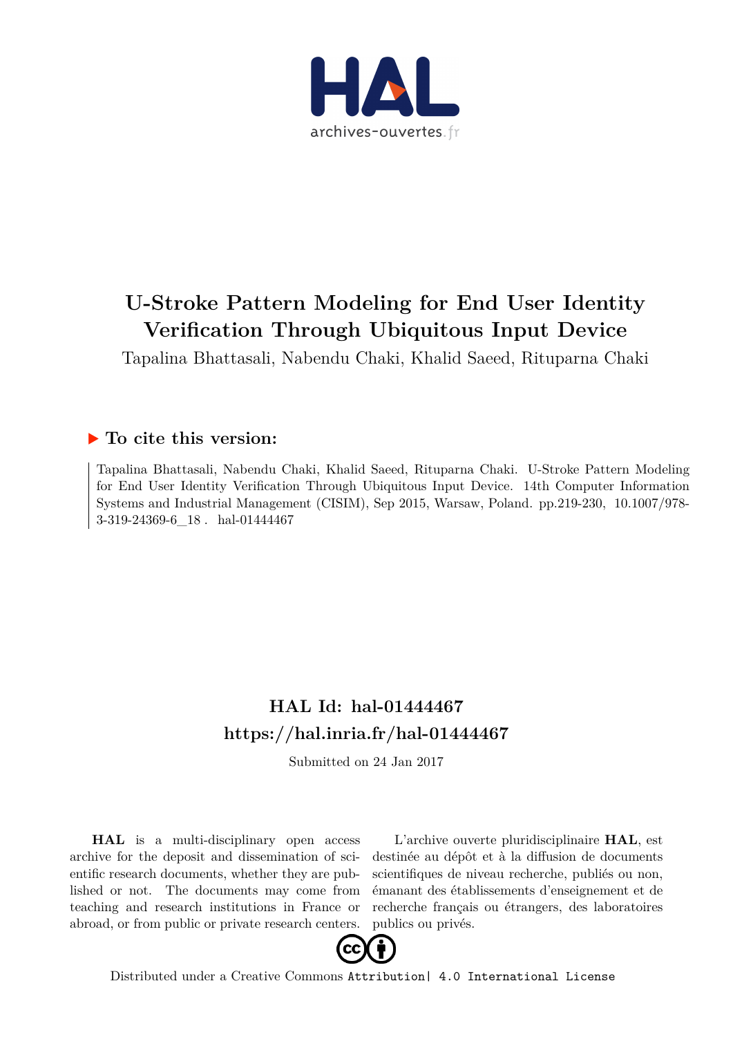# U-Stroke Pattern Modeling for End User Identity Verification Through Ubiquitous Input Device

Tapalina Bhattasali, Nabendu Chaki, Khalid Saeed, Rituparna Chaki

## To cite this version:

Tapalina Bhattasali, Nabendu Chaki, Khalid Saeed, Rituparna Chaki. U-Stroke Pattern Modeling for End User Identity Verification Through Ubiquitous Input Device. 14th Computer Information Systems and Industrial Management (CISIM), Sep 2015, Warsaw, Poland. pp.219-230, 10.1007/978-3-319-24369-6_18 . hal-01444467

## HAL Id: hal-01444467
## https://hal.inria.fr/hal-01444467

Submitted on 24 Jan 2017

**HAL** is a multi-disciplinary open access archive for the deposit and dissemination of scientific research documents, whether they are published or not. The documents may come from teaching and research institutions in France or abroad, or from public or private research centers.

L'archive ouverte pluridisciplinaire **HAL**, est destinée au dépôt et à la diffusion de documents scientifiques de niveau recherche, publiés ou non, émanant des établissements d'enseignement et de recherche français ou étrangers, des laboratoires publics ou privés.

Distributed under a Creative Commons Attribution| 4.0 International License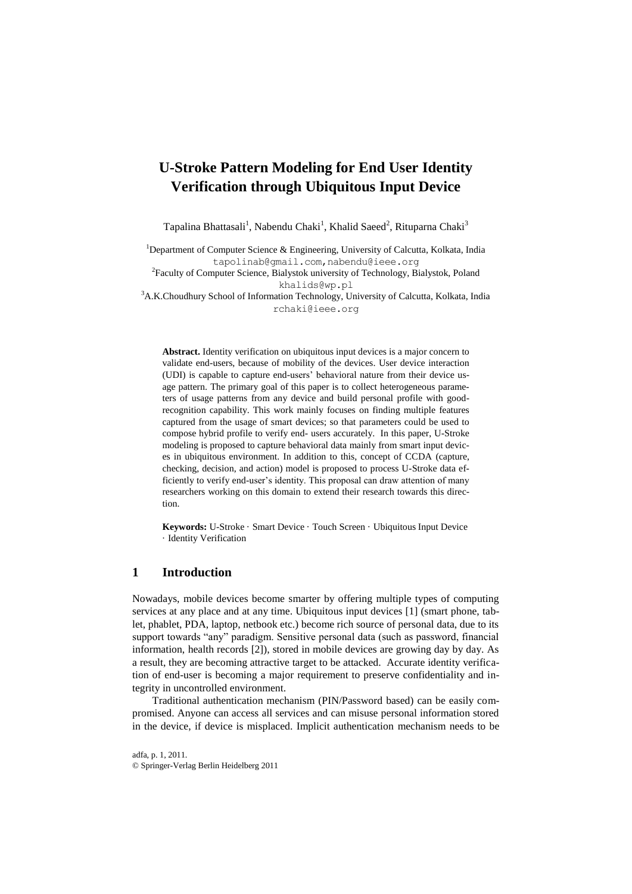# U-Stroke Pattern Modeling for End User Identity Verification through Ubiquitous Input Device

Tapalina Bhattasali[1], Nabendu Chaki[1], Khalid Saeed[2], Rituparna Chaki[3]

[1]Department of Computer Science & Engineering, University of Calcutta, Kolkata, India
tapolinab@gmail.com, nabendu@ieee.org

[2]Faculty of Computer Science, Bialystok university of Technology, Bialystok, Poland
khalids@wp.pl

[3]A.K.Choudhury School of Information Technology, University of Calcutta, Kolkata, India
rchaki@ieee.org

**Abstract.** Identity verification on ubiquitous input devices is a major concern to validate end-users, because of mobility of the devices. User device interaction (UDI) is capable to capture end-users' behavioral nature from their device usage pattern. The primary goal of this paper is to collect heterogeneous parameters of usage patterns from any device and build personal profile with good-recognition capability. This work mainly focuses on finding multiple features captured from the usage of smart devices; so that parameters could be used to compose hybrid profile to verify end- users accurately. In this paper, U-Stroke modeling is proposed to capture behavioral data mainly from smart input devices in ubiquitous environment. In addition to this, concept of CCDA (capture, checking, decision, and action) model is proposed to process U-Stroke data efficiently to verify end-user's identity. This proposal can draw attention of many researchers working on this domain to extend their research towards this direction.

**Keywords:** U-Stroke · Smart Device · Touch Screen · Ubiquitous Input Device · Identity Verification

## 1 Introduction

Nowadays, mobile devices become smarter by offering multiple types of computing services at any place and at any time. Ubiquitous input devices [1] (smart phone, tablet, phablet, PDA, laptop, netbook etc.) become rich source of personal data, due to its support towards "any" paradigm. Sensitive personal data (such as password, financial information, health records [2]), stored in mobile devices are growing day by day. As a result, they are becoming attractive target to be attacked. Accurate identity verification of end-user is becoming a major requirement to preserve confidentiality and integrity in uncontrolled environment.

Traditional authentication mechanism (PIN/Password based) can be easily compromised. Anyone can access all services and can misuse personal information stored in the device, if device is misplaced. Implicit authentication mechanism needs to be

adfa, p. 1, 2011.
© Springer-Verlag Berlin Heidelberg 2011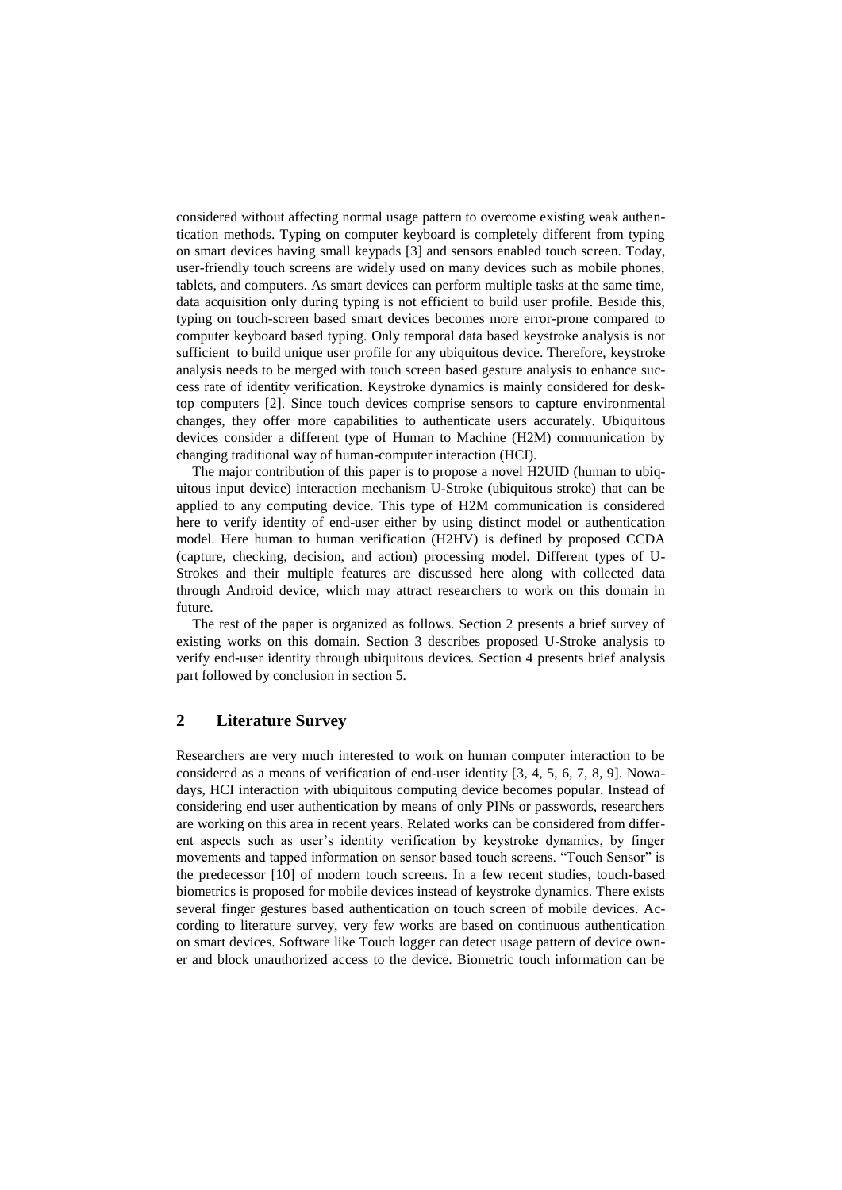considered without affecting normal usage pattern to overcome existing weak authentication methods. Typing on computer keyboard is completely different from typing on smart devices having small keypads [3] and sensors enabled touch screen. Today, user-friendly touch screens are widely used on many devices such as mobile phones, tablets, and computers. As smart devices can perform multiple tasks at the same time, data acquisition only during typing is not efficient to build user profile. Beside this, typing on touch-screen based smart devices becomes more error-prone compared to computer keyboard based typing. Only temporal data based keystroke analysis is not sufficient to build unique user profile for any ubiquitous device. Therefore, keystroke analysis needs to be merged with touch screen based gesture analysis to enhance success rate of identity verification. Keystroke dynamics is mainly considered for desktop computers [2]. Since touch devices comprise sensors to capture environmental changes, they offer more capabilities to authenticate users accurately. Ubiquitous devices consider a different type of Human to Machine (H2M) communication by changing traditional way of human-computer interaction (HCI).

The major contribution of this paper is to propose a novel H2UID (human to ubiquitous input device) interaction mechanism U-Stroke (ubiquitous stroke) that can be applied to any computing device. This type of H2M communication is considered here to verify identity of end-user either by using distinct model or authentication model. Here human to human verification (H2HV) is defined by proposed CCDA (capture, checking, decision, and action) processing model. Different types of U-Strokes and their multiple features are discussed here along with collected data through Android device, which may attract researchers to work on this domain in future.

The rest of the paper is organized as follows. Section 2 presents a brief survey of existing works on this domain. Section 3 describes proposed U-Stroke analysis to verify end-user identity through ubiquitous devices. Section 4 presents brief analysis part followed by conclusion in section 5.

## 2 Literature Survey

Researchers are very much interested to work on human computer interaction to be considered as a means of verification of end-user identity [3, 4, 5, 6, 7, 8, 9]. Nowadays, HCI interaction with ubiquitous computing device becomes popular. Instead of considering end user authentication by means of only PINs or passwords, researchers are working on this area in recent years. Related works can be considered from different aspects such as user's identity verification by keystroke dynamics, by finger movements and tapped information on sensor based touch screens. "Touch Sensor" is the predecessor [10] of modern touch screens. In a few recent studies, touch-based biometrics is proposed for mobile devices instead of keystroke dynamics. There exists several finger gestures based authentication on touch screen of mobile devices. According to literature survey, very few works are based on continuous authentication on smart devices. Software like Touch logger can detect usage pattern of device owner and block unauthorized access to the device. Biometric touch information can be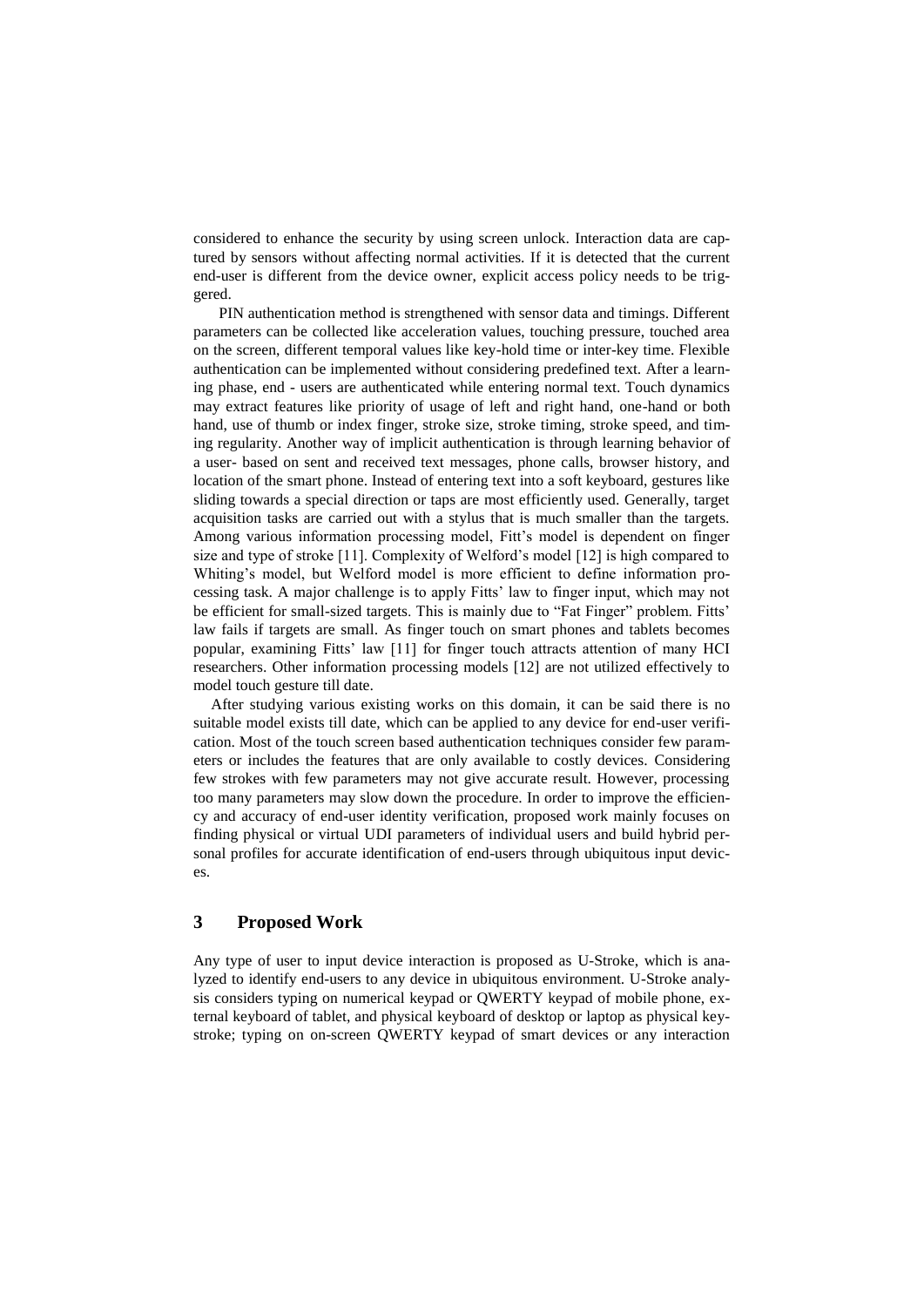considered to enhance the security by using screen unlock. Interaction data are captured by sensors without affecting normal activities. If it is detected that the current end-user is different from the device owner, explicit access policy needs to be triggered.

PIN authentication method is strengthened with sensor data and timings. Different parameters can be collected like acceleration values, touching pressure, touched area on the screen, different temporal values like key-hold time or inter-key time. Flexible authentication can be implemented without considering predefined text. After a learning phase, end - users are authenticated while entering normal text. Touch dynamics may extract features like priority of usage of left and right hand, one-hand or both hand, use of thumb or index finger, stroke size, stroke timing, stroke speed, and timing regularity. Another way of implicit authentication is through learning behavior of a user- based on sent and received text messages, phone calls, browser history, and location of the smart phone. Instead of entering text into a soft keyboard, gestures like sliding towards a special direction or taps are most efficiently used. Generally, target acquisition tasks are carried out with a stylus that is much smaller than the targets. Among various information processing model, Fitt's model is dependent on finger size and type of stroke [11]. Complexity of Welford's model [12] is high compared to Whiting's model, but Welford model is more efficient to define information processing task. A major challenge is to apply Fitts' law to finger input, which may not be efficient for small-sized targets. This is mainly due to "Fat Finger" problem. Fitts' law fails if targets are small. As finger touch on smart phones and tablets becomes popular, examining Fitts' law [11] for finger touch attracts attention of many HCI researchers. Other information processing models [12] are not utilized effectively to model touch gesture till date.

After studying various existing works on this domain, it can be said there is no suitable model exists till date, which can be applied to any device for end-user verification. Most of the touch screen based authentication techniques consider few parameters or includes the features that are only available to costly devices. Considering few strokes with few parameters may not give accurate result. However, processing too many parameters may slow down the procedure. In order to improve the efficiency and accuracy of end-user identity verification, proposed work mainly focuses on finding physical or virtual UDI parameters of individual users and build hybrid personal profiles for accurate identification of end-users through ubiquitous input devices.

## 3 Proposed Work

Any type of user to input device interaction is proposed as U-Stroke, which is analyzed to identify end-users to any device in ubiquitous environment. U-Stroke analysis considers typing on numerical keypad or QWERTY keypad of mobile phone, external keyboard of tablet, and physical keyboard of desktop or laptop as physical keystroke; typing on on-screen QWERTY keypad of smart devices or any interaction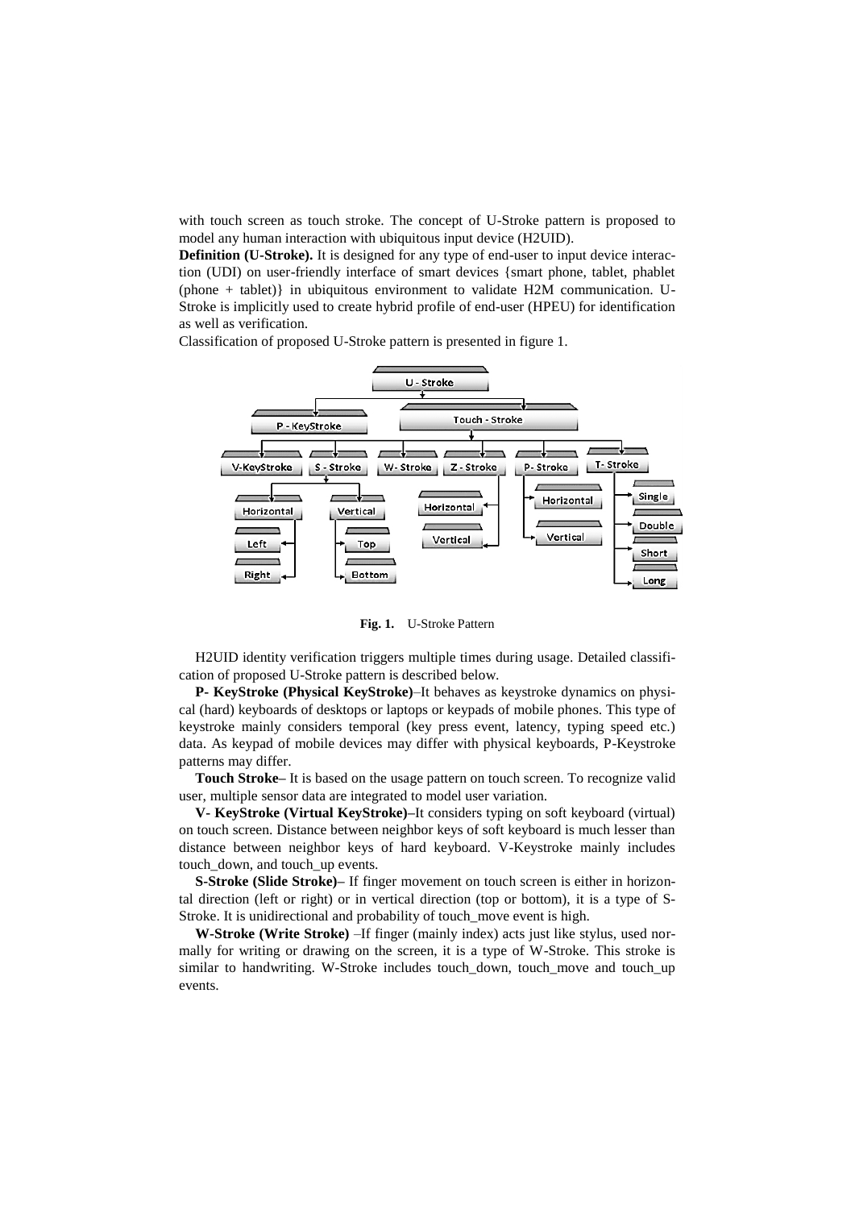with touch screen as touch stroke. The concept of U-Stroke pattern is proposed to model any human interaction with ubiquitous input device (H2UID).

**Definition (U-Stroke).** It is designed for any type of end-user to input device interaction (UDI) on user-friendly interface of smart devices {smart phone, tablet, phablet (phone + tablet)} in ubiquitous environment to validate H2M communication. U-Stroke is implicitly used to create hybrid profile of end-user (HPEU) for identification as well as verification.

Classification of proposed U-Stroke pattern is presented in figure 1.

**Fig. 1.** U-Stroke Pattern

H2UID identity verification triggers multiple times during usage. Detailed classification of proposed U-Stroke pattern is described below.

**P- KeyStroke (Physical KeyStroke)**–It behaves as keystroke dynamics on physical (hard) keyboards of desktops or laptops or keypads of mobile phones. This type of keystroke mainly considers temporal (key press event, latency, typing speed etc.) data. As keypad of mobile devices may differ with physical keyboards, P-Keystroke patterns may differ.

**Touch Stroke–** It is based on the usage pattern on touch screen. To recognize valid user, multiple sensor data are integrated to model user variation.

**V- KeyStroke (Virtual KeyStroke)**–It considers typing on soft keyboard (virtual) on touch screen. Distance between neighbor keys of soft keyboard is much lesser than distance between neighbor keys of hard keyboard. V-Keystroke mainly includes touch_down, and touch_up events.

**S-Stroke (Slide Stroke)–** If finger movement on touch screen is either in horizontal direction (left or right) or in vertical direction (top or bottom), it is a type of S-Stroke. It is unidirectional and probability of touch_move event is high.

**W-Stroke (Write Stroke)** –If finger (mainly index) acts just like stylus, used normally for writing or drawing on the screen, it is a type of W-Stroke. This stroke is similar to handwriting. W-Stroke includes touch_down, touch_move and touch_up events.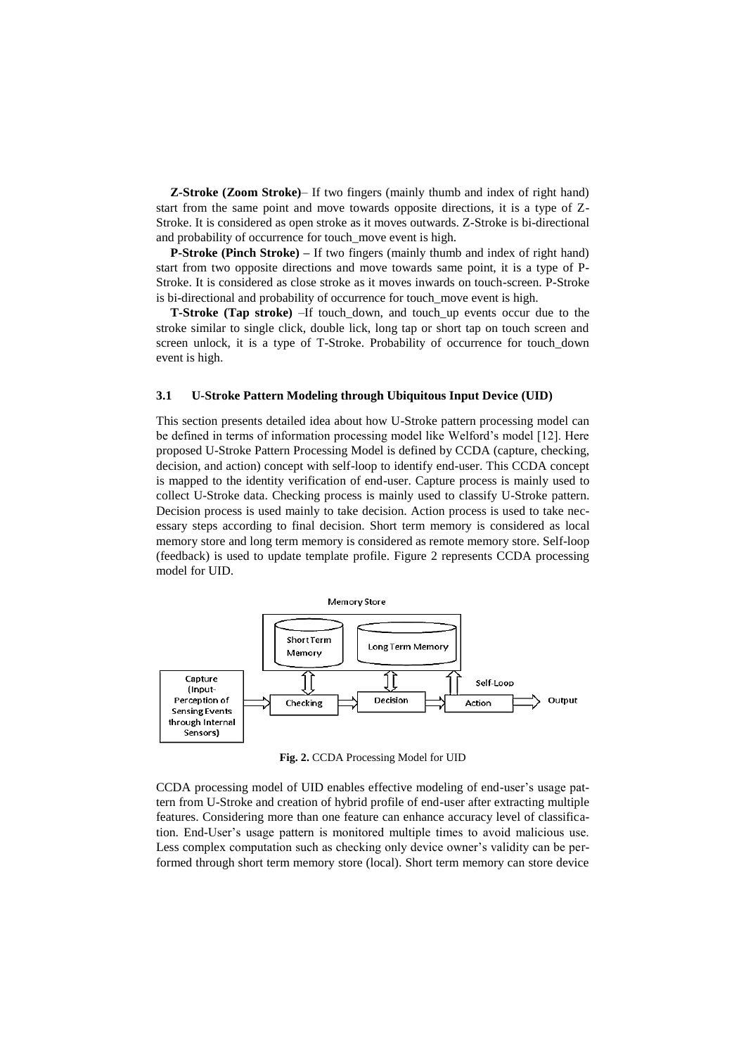**Z-Stroke (Zoom Stroke)**– If two fingers (mainly thumb and index of right hand) start from the same point and move towards opposite directions, it is a type of Z-Stroke. It is considered as open stroke as it moves outwards. Z-Stroke is bi-directional and probability of occurrence for touch_move event is high.

**P-Stroke (Pinch Stroke) –** If two fingers (mainly thumb and index of right hand) start from two opposite directions and move towards same point, it is a type of P-Stroke. It is considered as close stroke as it moves inwards on touch-screen. P-Stroke is bi-directional and probability of occurrence for touch_move event is high.

**T-Stroke (Tap stroke)** –If touch_down, and touch_up events occur due to the stroke similar to single click, double lick, long tap or short tap on touch screen and screen unlock, it is a type of T-Stroke. Probability of occurrence for touch_down event is high.

### 3.1 U-Stroke Pattern Modeling through Ubiquitous Input Device (UID)

This section presents detailed idea about how U-Stroke pattern processing model can be defined in terms of information processing model like Welford's model [12]. Here proposed U-Stroke Pattern Processing Model is defined by CCDA (capture, checking, decision, and action) concept with self-loop to identify end-user. This CCDA concept is mapped to the identity verification of end-user. Capture process is mainly used to collect U-Stroke data. Checking process is mainly used to classify U-Stroke pattern. Decision process is used mainly to take decision. Action process is used to take necessary steps according to final decision. Short term memory is considered as local memory store and long term memory is considered as remote memory store. Self-loop (feedback) is used to update template profile. Figure 2 represents CCDA processing model for UID.

Memory Store

Short Term Memory

Long Term Memory

Capture (Input-Perception of Sensing Events through Internal Sensors)

Checking

Decision

Action

Self-Loop

Output

**Fig. 2.** CCDA Processing Model for UID

CCDA processing model of UID enables effective modeling of end-user's usage pattern from U-Stroke and creation of hybrid profile of end-user after extracting multiple features. Considering more than one feature can enhance accuracy level of classification. End-User's usage pattern is monitored multiple times to avoid malicious use. Less complex computation such as checking only device owner's validity can be performed through short term memory store (local). Short term memory can store device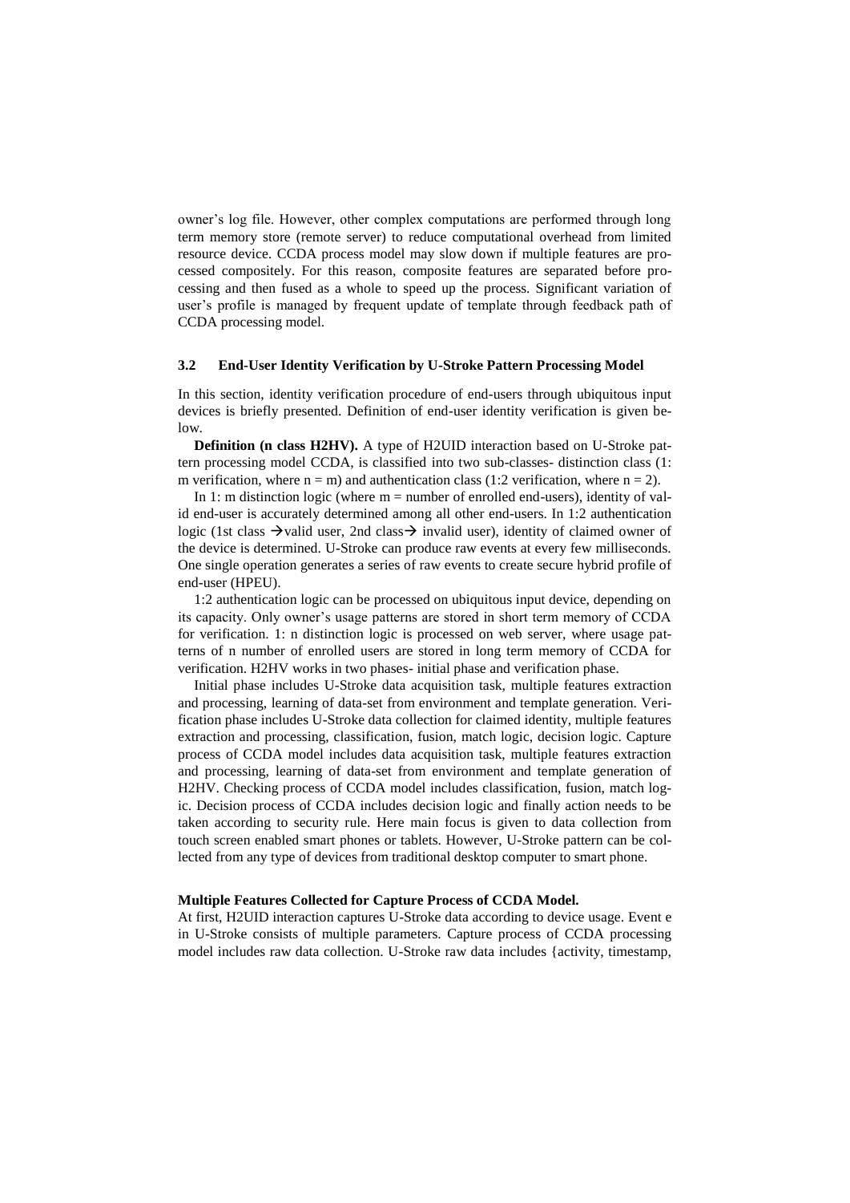owner's log file. However, other complex computations are performed through long term memory store (remote server) to reduce computational overhead from limited resource device. CCDA process model may slow down if multiple features are processed compositely. For this reason, composite features are separated before processing and then fused as a whole to speed up the process. Significant variation of user's profile is managed by frequent update of template through feedback path of CCDA processing model.

### 3.2 End-User Identity Verification by U-Stroke Pattern Processing Model

In this section, identity verification procedure of end-users through ubiquitous input devices is briefly presented. Definition of end-user identity verification is given below.

**Definition (n class H2HV).** A type of H2UID interaction based on U-Stroke pattern processing model CCDA, is classified into two sub-classes- distinction class (1: m verification, where $n = m$) and authentication class (1:2 verification, where $n = 2$).

In 1: m distinction logic (where $m$ = number of enrolled end-users), identity of valid end-user is accurately determined among all other end-users. In 1:2 authentication logic (1st class → valid user, 2nd class → invalid user), identity of claimed owner of the device is determined. U-Stroke can produce raw events at every few milliseconds. One single operation generates a series of raw events to create secure hybrid profile of end-user (HPEU).

1:2 authentication logic can be processed on ubiquitous input device, depending on its capacity. Only owner's usage patterns are stored in short term memory of CCDA for verification. 1: n distinction logic is processed on web server, where usage patterns of n number of enrolled users are stored in long term memory of CCDA for verification. H2HV works in two phases- initial phase and verification phase.

Initial phase includes U-Stroke data acquisition task, multiple features extraction and processing, learning of data-set from environment and template generation. Verification phase includes U-Stroke data collection for claimed identity, multiple features extraction and processing, classification, fusion, match logic, decision logic. Capture process of CCDA model includes data acquisition task, multiple features extraction and processing, learning of data-set from environment and template generation of H2HV. Checking process of CCDA model includes classification, fusion, match logic. Decision process of CCDA includes decision logic and finally action needs to be taken according to security rule. Here main focus is given to data collection from touch screen enabled smart phones or tablets. However, U-Stroke pattern can be collected from any type of devices from traditional desktop computer to smart phone.

**Multiple Features Collected for Capture Process of CCDA Model.**
At first, H2UID interaction captures U-Stroke data according to device usage. Event e in U-Stroke consists of multiple parameters. Capture process of CCDA processing model includes raw data collection. U-Stroke raw data includes {activity, timestamp,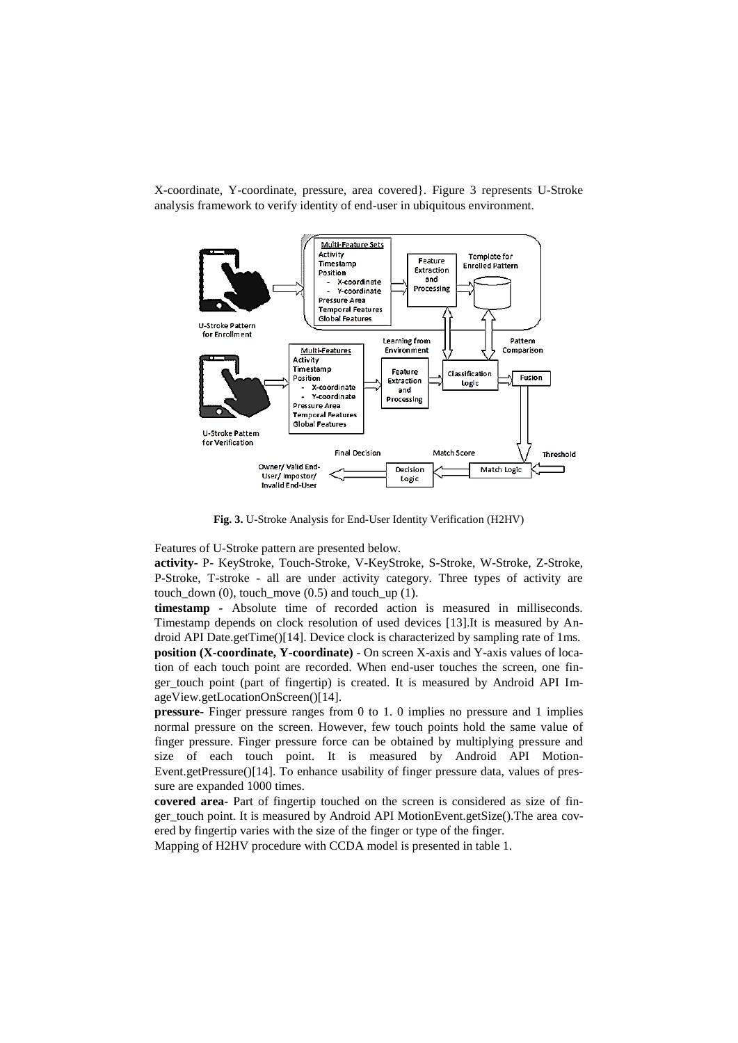X-coordinate, Y-coordinate, pressure, area covered}. Figure 3 represents U-Stroke analysis framework to verify identity of end-user in ubiquitous environment.

**Fig. 3.** U-Stroke Analysis for End-User Identity Verification (H2HV)

Features of U-Stroke pattern are presented below.

**activity-** P- KeyStroke, Touch-Stroke, V-KeyStroke, S-Stroke, W-Stroke, Z-Stroke, P-Stroke, T-stroke - all are under activity category. Three types of activity are touch_down (0), touch_move (0.5) and touch_up (1).

**timestamp -** Absolute time of recorded action is measured in milliseconds. Timestamp depends on clock resolution of used devices [13].It is measured by Android API Date.getTime()[14]. Device clock is characterized by sampling rate of 1ms.

**position (X-coordinate, Y-coordinate)** - On screen X-axis and Y-axis values of location of each touch point are recorded. When end-user touches the screen, one finger_touch point (part of fingertip) is created. It is measured by Android API ImageView.getLocationOnScreen()[14].

**pressure-** Finger pressure ranges from 0 to 1. 0 implies no pressure and 1 implies normal pressure on the screen. However, few touch points hold the same value of finger pressure. Finger pressure force can be obtained by multiplying pressure and size of each touch point. It is measured by Android API MotionEvent.getPressure()[14]. To enhance usability of finger pressure data, values of pressure are expanded 1000 times.

**covered area-** Part of fingertip touched on the screen is considered as size of finger_touch point. It is measured by Android API MotionEvent.getSize().The area covered by fingertip varies with the size of the finger or type of the finger.

Mapping of H2HV procedure with CCDA model is presented in table 1.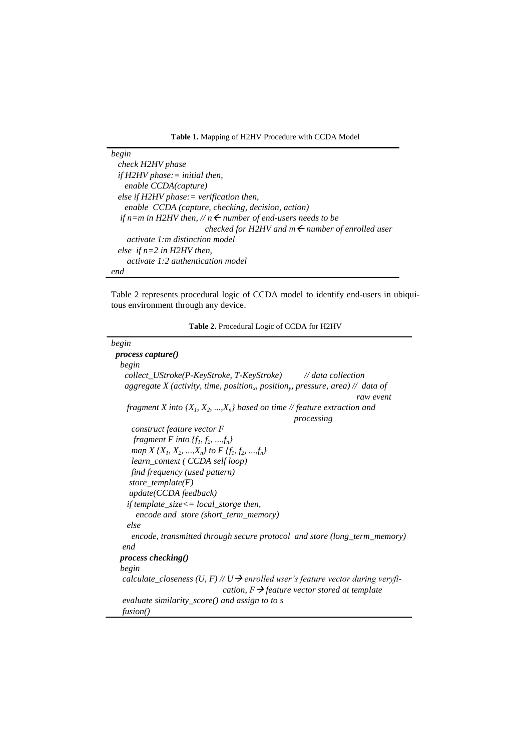**Table 1.** Mapping of H2HV Procedure with CCDA Model

```
begin
  check H2HV phase
  if H2HV phase:= initial then,
    enable CCDA(capture)
  else if H2HV phase:= verification then,
    enable  CCDA (capture, checking, decision, action)
  if n=m in H2HV then, // n ← number of end-users needs to be
                         checked for H2HV and m ← number of enrolled user
    activate 1:m distinction model
  else  if n=2 in H2HV then,
    activate 1:2 authentication model
end
```

Table 2 represents procedural logic of CCDA model to identify end-users in ubiquitous environment through any device.

**Table 2.** Procedural Logic of CCDA for H2HV

```
begin
 process capture()
  begin
   collect_UStroke(P-KeyStroke, T-KeyStroke)        // data collection
   aggregate X (activity, time, position_x, position_y, pressure, area) //  data of
                                                                    raw event
   fragment X into {X_1, X_2, ...,X_n} based on time // feature extraction and
                                                      processing
    construct feature vector F
     fragment F into {f_1, f_2, ...,f_n}
    map X {X_1, X_2, ...,X_n} to F {f_1, f_2, ...,f_n}
    learn_context ( CCDA self loop)
    find frequency (used pattern)
    store_template(F)
    update(CCDA feedback)
   if template_size<= local_storge then,
     encode and  store (short_term_memory)
   else
     encode, transmitted through secure protocol  and store (long_term_memory)
  end
 process checking()
  begin
  calculate_closeness (U, F) // U → enrolled user's feature vector during veryfi-
                              cation, F → feature vector stored at template
  evaluate similarity_score() and assign to to s
  fusion()
```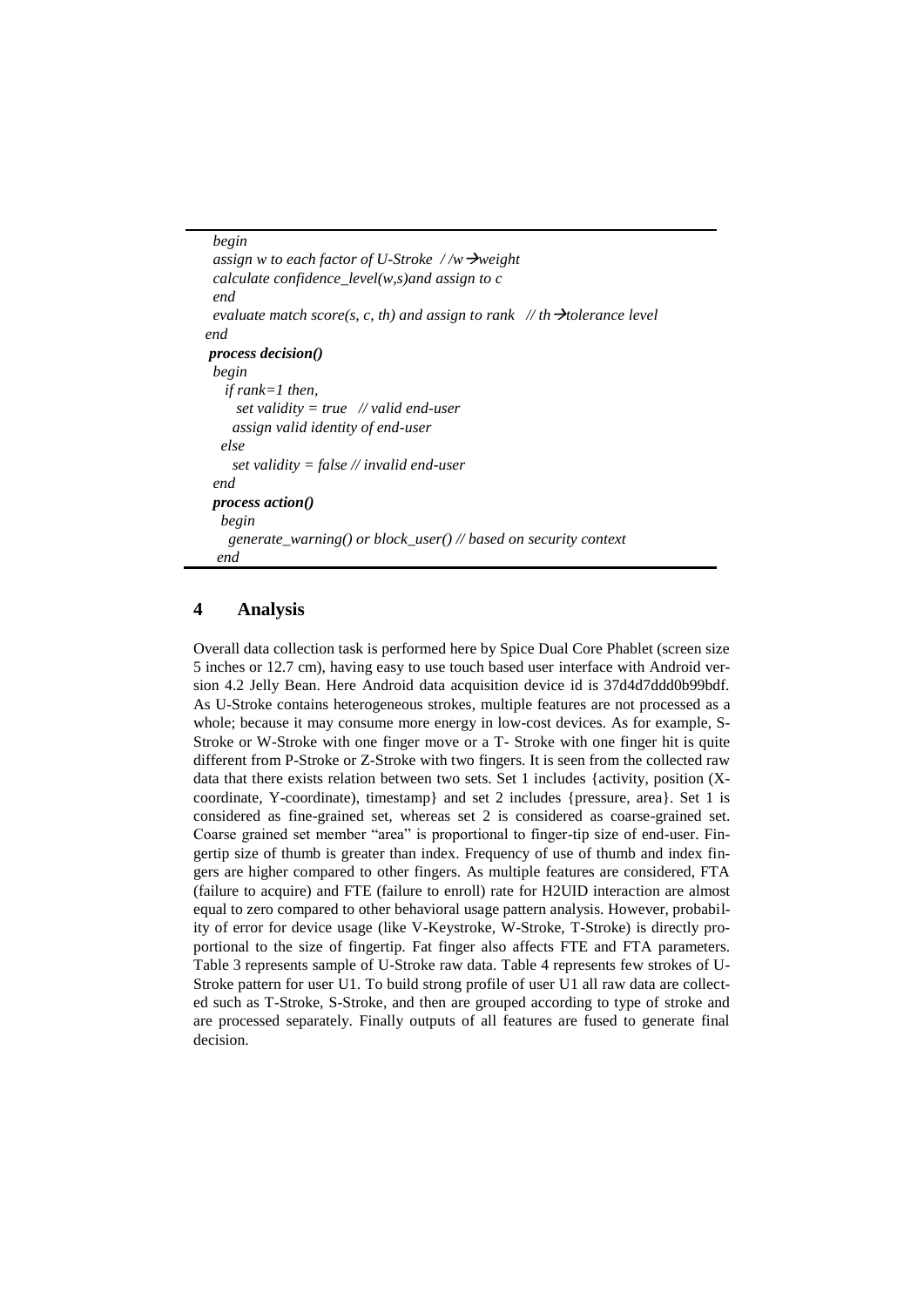```
    begin
    assign w to each factor of U-Stroke  //w→weight
    calculate confidence_level(w,s)and assign to c
    end
    evaluate match score(s, c, th) and assign to rank   // th→tolerance level
  end
  process decision()
  begin
    if rank=1 then,
      set validity = true   // valid end-user
      assign valid identity of end-user
    else
      set validity = false // invalid end-user
  end
  process action()
    begin
      generate_warning() or block_user() // based on security context
    end
```

## 4 Analysis

Overall data collection task is performed here by Spice Dual Core Phablet (screen size 5 inches or 12.7 cm), having easy to use touch based user interface with Android version 4.2 Jelly Bean. Here Android data acquisition device id is 37d4d7ddd0b99bdf. As U-Stroke contains heterogeneous strokes, multiple features are not processed as a whole; because it may consume more energy in low-cost devices. As for example, S-Stroke or W-Stroke with one finger move or a T- Stroke with one finger hit is quite different from P-Stroke or Z-Stroke with two fingers. It is seen from the collected raw data that there exists relation between two sets. Set 1 includes {activity, position (X-coordinate, Y-coordinate), timestamp} and set 2 includes {pressure, area}. Set 1 is considered as fine-grained set, whereas set 2 is considered as coarse-grained set. Coarse grained set member "area" is proportional to finger-tip size of end-user. Fingertip size of thumb is greater than index. Frequency of use of thumb and index fingers are higher compared to other fingers. As multiple features are considered, FTA (failure to acquire) and FTE (failure to enroll) rate for H2UID interaction are almost equal to zero compared to other behavioral usage pattern analysis. However, probability of error for device usage (like V-Keystroke, W-Stroke, T-Stroke) is directly proportional to the size of fingertip. Fat finger also affects FTE and FTA parameters. Table 3 represents sample of U-Stroke raw data. Table 4 represents few strokes of U-Stroke pattern for user U1. To build strong profile of user U1 all raw data are collected such as T-Stroke, S-Stroke, and then are grouped according to type of stroke and are processed separately. Finally outputs of all features are fused to generate final decision.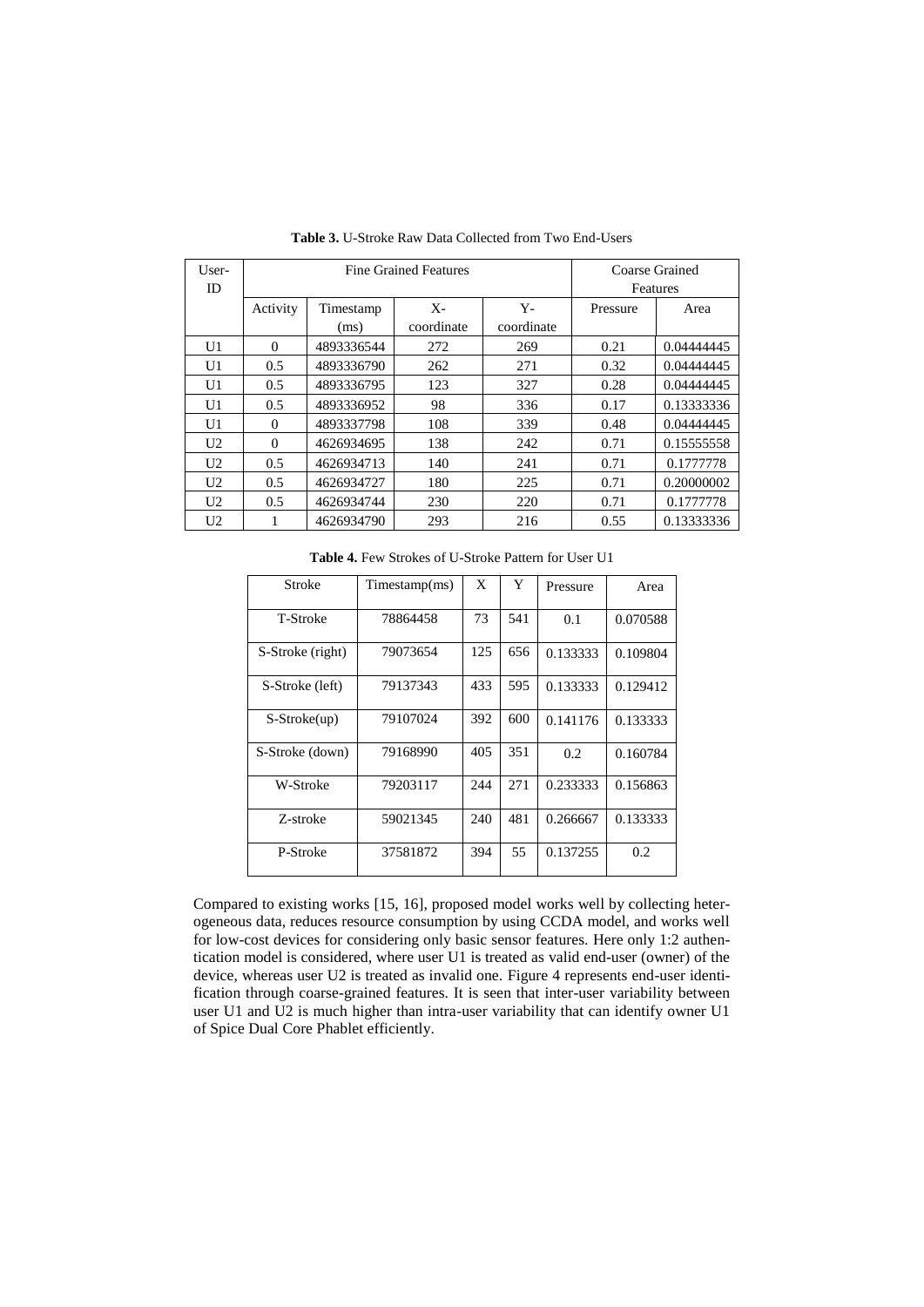**Table 3.** U-Stroke Raw Data Collected from Two End-Users

| User-ID | Fine Grained Features | | | | Coarse Grained Features | |
|---|---|---|---|---|---|---|
| | Activity | Timestamp (ms) | X-coordinate | Y-coordinate | Pressure | Area |
| U1 | 0 | 4893336544 | 272 | 269 | 0.21 | 0.04444445 |
| U1 | 0.5 | 4893336790 | 262 | 271 | 0.32 | 0.04444445 |
| U1 | 0.5 | 4893336795 | 123 | 327 | 0.28 | 0.04444445 |
| U1 | 0.5 | 4893336952 | 98 | 336 | 0.17 | 0.13333336 |
| U1 | 0 | 4893337798 | 108 | 339 | 0.48 | 0.04444445 |
| U2 | 0 | 4626934695 | 138 | 242 | 0.71 | 0.15555558 |
| U2 | 0.5 | 4626934713 | 140 | 241 | 0.71 | 0.1777778 |
| U2 | 0.5 | 4626934727 | 180 | 225 | 0.71 | 0.20000002 |
| U2 | 0.5 | 4626934744 | 230 | 220 | 0.71 | 0.1777778 |
| U2 | 1 | 4626934790 | 293 | 216 | 0.55 | 0.13333336 |

**Table 4.** Few Strokes of U-Stroke Pattern for User U1

| Stroke | Timestamp(ms) | X | Y | Pressure | Area |
|---|---|---|---|---|---|
| T-Stroke | 78864458 | 73 | 541 | 0.1 | 0.070588 |
| S-Stroke (right) | 79073654 | 125 | 656 | 0.133333 | 0.109804 |
| S-Stroke (left) | 79137343 | 433 | 595 | 0.133333 | 0.129412 |
| S-Stroke(up) | 79107024 | 392 | 600 | 0.141176 | 0.133333 |
| S-Stroke (down) | 79168990 | 405 | 351 | 0.2 | 0.160784 |
| W-Stroke | 79203117 | 244 | 271 | 0.233333 | 0.156863 |
| Z-stroke | 59021345 | 240 | 481 | 0.266667 | 0.133333 |
| P-Stroke | 37581872 | 394 | 55 | 0.137255 | 0.2 |

Compared to existing works [15, 16], proposed model works well by collecting heterogeneous data, reduces resource consumption by using CCDA model, and works well for low-cost devices for considering only basic sensor features. Here only 1:2 authentication model is considered, where user U1 is treated as valid end-user (owner) of the device, whereas user U2 is treated as invalid one. Figure 4 represents end-user identification through coarse-grained features. It is seen that inter-user variability between user U1 and U2 is much higher than intra-user variability that can identify owner U1 of Spice Dual Core Phablet efficiently.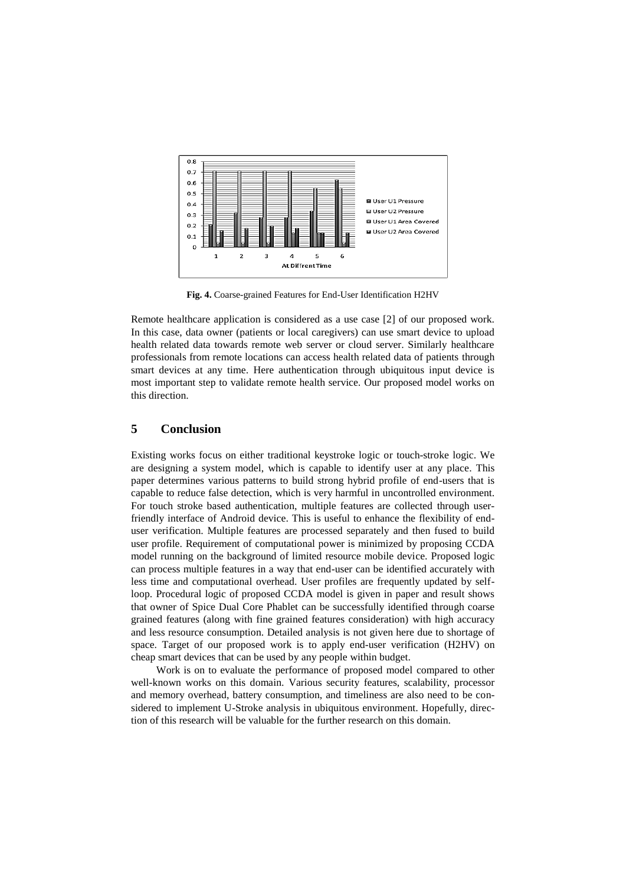Fig. 4. Coarse-grained Features for End-User Identification H2HV

Remote healthcare application is considered as a use case [2] of our proposed work. In this case, data owner (patients or local caregivers) can use smart device to upload health related data towards remote web server or cloud server. Similarly healthcare professionals from remote locations can access health related data of patients through smart devices at any time. Here authentication through ubiquitous input device is most important step to validate remote health service. Our proposed model works on this direction.

## 5 Conclusion

Existing works focus on either traditional keystroke logic or touch-stroke logic. We are designing a system model, which is capable to identify user at any place. This paper determines various patterns to build strong hybrid profile of end-users that is capable to reduce false detection, which is very harmful in uncontrolled environment. For touch stroke based authentication, multiple features are collected through user-friendly interface of Android device. This is useful to enhance the flexibility of end-user verification. Multiple features are processed separately and then fused to build user profile. Requirement of computational power is minimized by proposing CCDA model running on the background of limited resource mobile device. Proposed logic can process multiple features in a way that end-user can be identified accurately with less time and computational overhead. User profiles are frequently updated by self-loop. Procedural logic of proposed CCDA model is given in paper and result shows that owner of Spice Dual Core Phablet can be successfully identified through coarse grained features (along with fine grained features consideration) with high accuracy and less resource consumption. Detailed analysis is not given here due to shortage of space. Target of our proposed work is to apply end-user verification (H2HV) on cheap smart devices that can be used by any people within budget.

Work is on to evaluate the performance of proposed model compared to other well-known works on this domain. Various security features, scalability, processor and memory overhead, battery consumption, and timeliness are also need to be considered to implement U-Stroke analysis in ubiquitous environment. Hopefully, direction of this research will be valuable for the further research on this domain.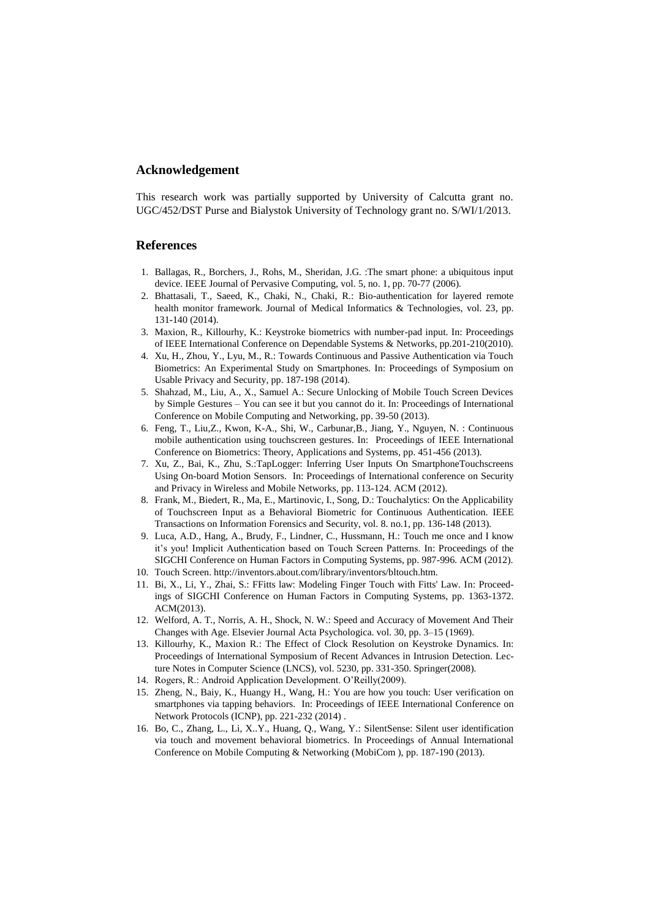## Acknowledgement

This research work was partially supported by University of Calcutta grant no. UGC/452/DST Purse and Bialystok University of Technology grant no. S/WI/1/2013.

## References

1. Ballagas, R., Borchers, J., Rohs, M., Sheridan, J.G. :The smart phone: a ubiquitous input device. IEEE Journal of Pervasive Computing, vol. 5, no. 1, pp. 70-77 (2006).
2. Bhattasali, T., Saeed, K., Chaki, N., Chaki, R.: Bio-authentication for layered remote health monitor framework. Journal of Medical Informatics & Technologies, vol. 23, pp. 131-140 (2014).
3. Maxion, R., Killourhy, K.: Keystroke biometrics with number-pad input. In: Proceedings of IEEE International Conference on Dependable Systems & Networks, pp.201-210(2010).
4. Xu, H., Zhou, Y., Lyu, M., R.: Towards Continuous and Passive Authentication via Touch Biometrics: An Experimental Study on Smartphones. In: Proceedings of Symposium on Usable Privacy and Security, pp. 187-198 (2014).
5. Shahzad, M., Liu, A., X., Samuel A.: Secure Unlocking of Mobile Touch Screen Devices by Simple Gestures – You can see it but you cannot do it. In: Proceedings of International Conference on Mobile Computing and Networking, pp. 39-50 (2013).
6. Feng, T., Liu,Z., Kwon, K-A., Shi, W., Carbunar,B., Jiang, Y., Nguyen, N. : Continuous mobile authentication using touchscreen gestures. In: Proceedings of IEEE International Conference on Biometrics: Theory, Applications and Systems, pp. 451-456 (2013).
7. Xu, Z., Bai, K., Zhu, S.:TapLogger: Inferring User Inputs On SmartphoneTouchscreens Using On-board Motion Sensors. In: Proceedings of International conference on Security and Privacy in Wireless and Mobile Networks, pp. 113-124. ACM (2012).
8. Frank, M., Biedert, R., Ma, E., Martinovic, I., Song, D.: Touchalytics: On the Applicability of Touchscreen Input as a Behavioral Biometric for Continuous Authentication. IEEE Transactions on Information Forensics and Security, vol. 8. no.1, pp. 136-148 (2013).
9. Luca, A.D., Hang, A., Brudy, F., Lindner, C., Hussmann, H.: Touch me once and I know it's you! Implicit Authentication based on Touch Screen Patterns. In: Proceedings of the SIGCHI Conference on Human Factors in Computing Systems, pp. 987-996. ACM (2012).
10. Touch Screen. http://inventors.about.com/library/inventors/bltouch.htm.
11. Bi, X., Li, Y., Zhai, S.: FFitts law: Modeling Finger Touch with Fitts' Law. In: Proceedings of SIGCHI Conference on Human Factors in Computing Systems, pp. 1363-1372. ACM(2013).
12. Welford, A. T., Norris, A. H., Shock, N. W.: Speed and Accuracy of Movement And Their Changes with Age. Elsevier Journal Acta Psychologica. vol. 30, pp. 3–15 (1969).
13. Killourhy, K., Maxion R.: The Effect of Clock Resolution on Keystroke Dynamics. In: Proceedings of International Symposium of Recent Advances in Intrusion Detection. Lecture Notes in Computer Science (LNCS), vol. 5230, pp. 331-350. Springer(2008).
14. Rogers, R.: Android Application Development. O'Reilly(2009).
15. Zheng, N., Baiy, K., Huangy H., Wang, H.: You are how you touch: User verification on smartphones via tapping behaviors. In: Proceedings of IEEE International Conference on Network Protocols (ICNP), pp. 221-232 (2014) .
16. Bo, C., Zhang, L., Li, X..Y., Huang, Q., Wang, Y.: SilentSense: Silent user identification via touch and movement behavioral biometrics. In Proceedings of Annual International Conference on Mobile Computing & Networking (MobiCom ), pp. 187-190 (2013).